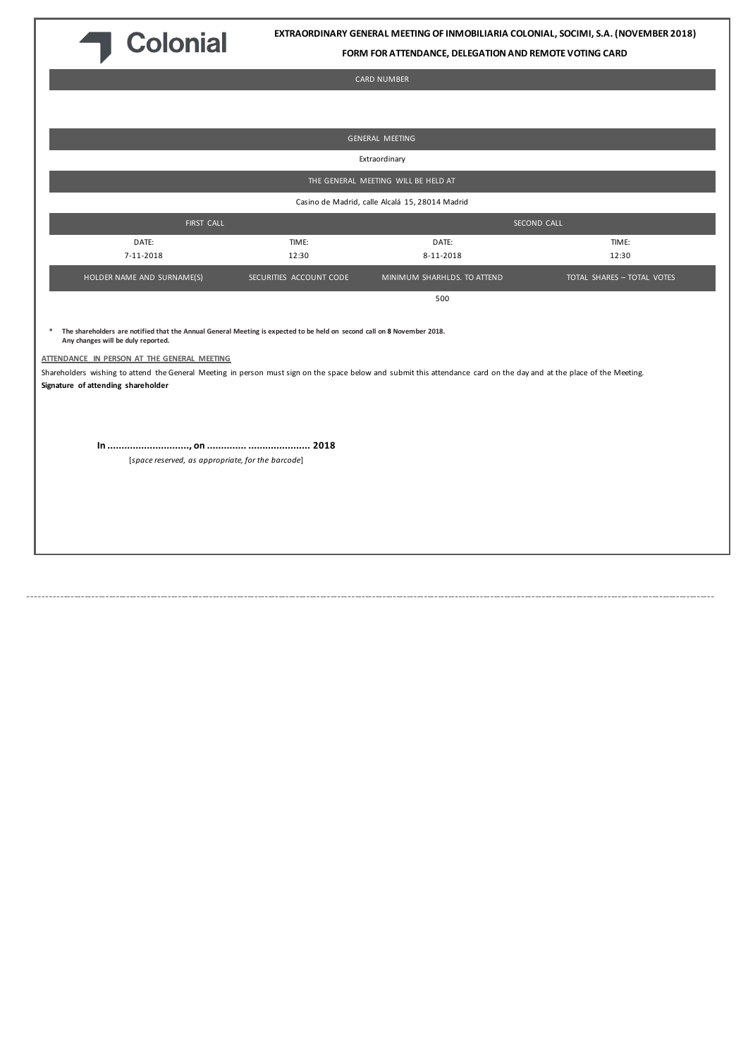Colonial

**EXTRAORDINARY GENERAL MEETING OF INMOBILIARIA COLONIAL, SOCIMI, S.A. (NOVEMBER 2018)**

**FORM FOR ATTENDANCE, DELEGATION AND REMOTE VOTING CARD**

| CARD NUMBER | | | |
|---|---|---|---|
| | | | |
| GENERAL MEETING | | | |
| Extraordinary | | | |
| THE GENERAL MEETING WILL BE HELD AT | | | |
| Casino de Madrid, calle Alcalá 15, 28014 Madrid | | | |
| FIRST CALL | | SECOND CALL | |
| DATE: 7-11-2018 | TIME: 12:30 | DATE: 8-11-2018 | TIME: 12:30 |
| HOLDER NAME AND SURNAME(S) | SECURITIES ACCOUNT CODE | MINIMUM SHARHLDS. TO ATTEND | TOTAL SHARES – TOTAL VOTES |
| | | 500 | |

\* **The shareholders are notified that the Annual General Meeting is expected to be held on second call on 8 November 2018. Any changes will be duly reported.**

**ATTENDANCE IN PERSON AT THE GENERAL MEETING**

Shareholders wishing to attend the General Meeting in person must sign on the space below and submit this attendance card on the day and at the place of the Meeting.

**Signature of attending shareholder**

**In ............................., on .............. ...................... 2018**

[*space reserved, as appropriate, for the barcode*]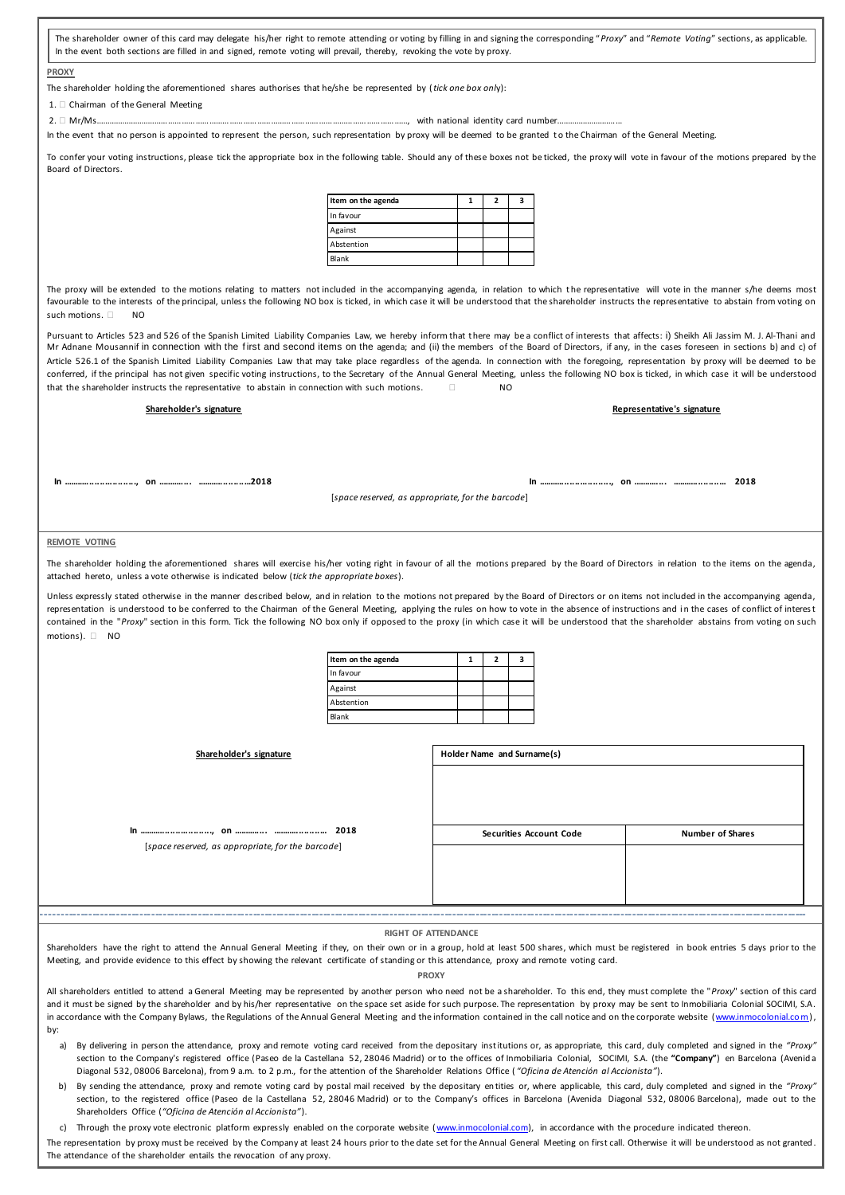The shareholder owner of this card may delegate his/her right to remote attending or voting by filling in and signing the corresponding "*Proxy*" and "*Remote Voting*" sections, as applicable. In the event both sections are filled in and signed, remote voting will prevail, thereby, revoking the vote by proxy.

**PROXY**

The shareholder holding the aforementioned shares authorises that he/she be represented by (*tick one box only*):

1. ☐ Chairman of the General Meeting

2. ☐ Mr/Ms……………………………………………………………………………………………………, with national identity card number…………………………

In the event that no person is appointed to represent the person, such representation by proxy will be deemed to be granted to the Chairman of the General Meeting.

To confer your voting instructions, please tick the appropriate box in the following table. Should any of these boxes not be ticked, the proxy will vote in favour of the motions prepared by the Board of Directors.

| Item on the agenda | 1 | 2 | 3 |
|---|---|---|---|
| In favour | | | |
| Against | | | |
| Abstention | | | |
| Blank | | | |

The proxy will be extended to the motions relating to matters not included in the accompanying agenda, in relation to which the representative will vote in the manner s/he deems most favourable to the interests of the principal, unless the following NO box is ticked, in which case it will be understood that the shareholder instructs the representative to abstain from voting on such motions. ☐ NO

Pursuant to Articles 523 and 526 of the Spanish Limited Liability Companies Law, we hereby inform that there may be a conflict of interests that affects: i) Sheikh Ali Jassim M. J. Al-Thani and Mr Adnane Mousannif in connection with the first and second items on the agenda; and (ii) the members of the Board of Directors, if any, in the cases foreseen in sections b) and c) of Article 526.1 of the Spanish Limited Liability Companies Law that may take place regardless of the agenda. In connection with the foregoing, representation by proxy will be deemed to be conferred, if the principal has not given specific voting instructions, to the Secretary of the Annual General Meeting, unless the following NO box is ticked, in which case it will be understood that the shareholder instructs the representative to abstain in connection with such motions. ☐ NO

**Shareholder's signature**

In ………………………, on ………….. …………………2018

**Representative's signature**

In ………………………, on ………….. ………………… 2018

[*space reserved, as appropriate, for the barcode*]

**REMOTE VOTING**

The shareholder holding the aforementioned shares will exercise his/her voting right in favour of all the motions prepared by the Board of Directors in relation to the items on the agenda, attached hereto, unless a vote otherwise is indicated below (*tick the appropriate boxes*).

Unless expressly stated otherwise in the manner described below, and in relation to the motions not prepared by the Board of Directors or on items not included in the accompanying agenda, representation is understood to be conferred to the Chairman of the General Meeting, applying the rules on how to vote in the absence of instructions and in the cases of conflict of interest contained in the "*Proxy*" section in this form. Tick the following NO box only if opposed to the proxy (in which case it will be understood that the shareholder abstains from voting on such motions). ☐ NO

| Item on the agenda | 1 | 2 | 3 |
|---|---|---|---|
| In favour | | | |
| Against | | | |
| Abstention | | | |
| Blank | | | |

**Shareholder's signature**

In ………………………, on ………….. ………………… 2018

[*space reserved, as appropriate, for the barcode*]

| **Holder Name and Surname(s)** | |
|---|---|
| | |
| **Securities Account Code** | **Number of Shares** |
| | |

**RIGHT OF ATTENDANCE**

Shareholders have the right to attend the Annual General Meeting if they, on their own or in a group, hold at least 500 shares, which must be registered in book entries 5 days prior to the Meeting, and provide evidence to this effect by showing the relevant certificate of standing or this attendance, proxy and remote voting card.

**PROXY**

All shareholders entitled to attend a General Meeting may be represented by another person who need not be a shareholder. To this end, they must complete the "*Proxy*" section of this card and it must be signed by the shareholder and by his/her representative on the space set aside for such purpose. The representation by proxy may be sent to Inmobiliaria Colonial SOCIMI, S.A. in accordance with the Company Bylaws, the Regulations of the Annual General Meeting and the information contained in the call notice and on the corporate website (www.inmocolonial.com), by:

a) By delivering in person the attendance, proxy and remote voting card received from the depositary institutions or, as appropriate, this card, duly completed and signed in the *"Proxy"* section to the Company's registered office (Paseo de la Castellana 52, 28046 Madrid) or to the offices of Inmobiliaria Colonial, SOCIMI, S.A. (the **"Company"**) en Barcelona (Avenida Diagonal 532, 08006 Barcelona), from 9 a.m. to 2 p.m., for the attention of the Shareholder Relations Office (*"Oficina de Atención al Accionista"*).

b) By sending the attendance, proxy and remote voting card by postal mail received by the depositary entities or, where applicable, this card, duly completed and signed in the *"Proxy"* section, to the registered office (Paseo de la Castellana 52, 28046 Madrid) or to the Company's offices in Barcelona (Avenida Diagonal 532, 08006 Barcelona), made out to the Shareholders Office (*"Oficina de Atención al Accionista"*).

c) Through the proxy vote electronic platform expressly enabled on the corporate website (www.inmocolonial.com), in accordance with the procedure indicated thereon.

The representation by proxy must be received by the Company at least 24 hours prior to the date set for the Annual General Meeting on first call. Otherwise it will be understood as not granted. The attendance of the shareholder entails the revocation of any proxy.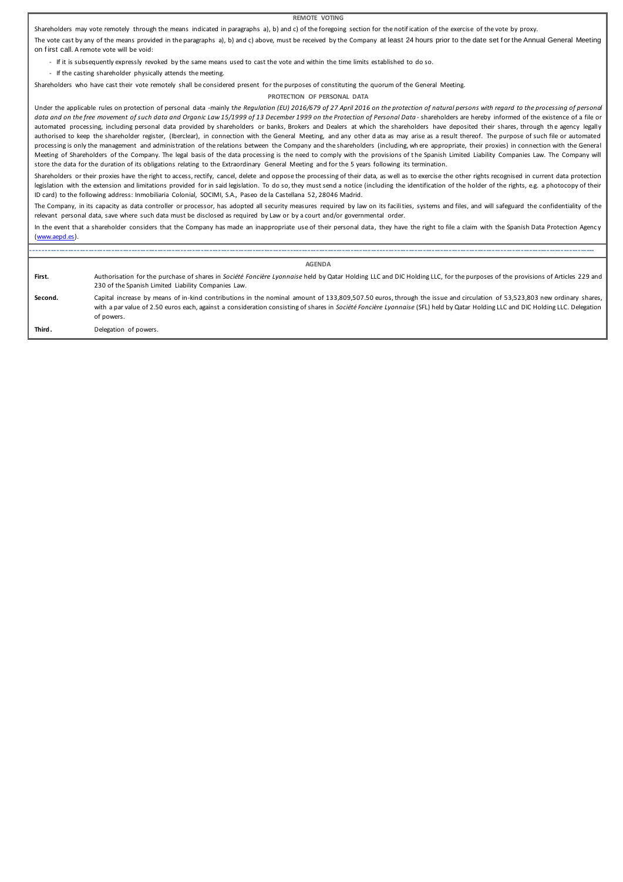## REMOTE VOTING

Shareholders may vote remotely through the means indicated in paragraphs a), b) and c) of the foregoing section for the notification of the exercise of the vote by proxy.

The vote cast by any of the means provided in the paragraphs a), b) and c) above, must be received by the Company at least 24 hours prior to the date set for the Annual General Meeting on first call. A remote vote will be void:

- If it is subsequently expressly revoked by the same means used to cast the vote and within the time limits established to do so.
- If the casting shareholder physically attends the meeting.

Shareholders who have cast their vote remotely shall be considered present for the purposes of constituting the quorum of the General Meeting.

## PROTECTION OF PERSONAL DATA

Under the applicable rules on protection of personal data -mainly t*he Regulation (EU) 2016/679 of 27 April 2016 on the protection of natural persons with regard to the processing of personal data and on the free movement of such data and Organic Law 15/1999 of 13 December 1999 on the Protection of Personal Data* - shareholders are hereby informed of the existence of a file or automated processing, including personal data provided by shareholders or banks, Brokers and Dealers at which the shareholders have deposited their shares, through the agency legally authorised to keep the shareholder register, (Iberclear), in connection with the General Meeting, and any other data as may arise as a result thereof. The purpose of such file or automated processing is only the management and administration of the relations between the Company and the shareholders (including, where appropriate, their proxies) in connection with the General Meeting of Shareholders of the Company. The legal basis of the data processing is the need to comply with the provisions of the Spanish Limited Liability Companies Law. The Company will store the data for the duration of its obligations relating to the Extraordinary General Meeting and for the 5 years following its termination.

Shareholders or their proxies have the right to access, rectify, cancel, delete and oppose the processing of their data, as well as to exercise the other rights recognised in current data protection legislation with the extension and limitations provided for in said legislation. To do so, they must send a notice (including the identification of the holder of the rights, e.g. a photocopy of their ID card) to the following address: Inmobiliaria Colonial, SOCIMI, S.A., Paseo de la Castellana 52, 28046 Madrid.

The Company, in its capacity as data controller or processor, has adopted all security measures required by law on its facilities, systems and files, and will safeguard the confidentiality of the relevant personal data, save where such data must be disclosed as required by Law or by a court and/or governmental order.

In the event that a shareholder considers that the Company has made an inappropriate use of their personal data, they have the right to file a claim with the Spanish Data Protection Agency (www.aepd.es).

## AGENDA

| | |
|---|---|
| **First.** | Authorisation for the purchase of shares in *Société Foncière Lyonnaise* held by Qatar Holding LLC and DIC Holding LLC, for the purposes of the provisions of Articles 229 and 230 of the Spanish Limited Liability Companies Law. |
| **Second.** | Capital increase by means of in-kind contributions in the nominal amount of 133,809,507.50 euros, through the issue and circulation of 53,523,803 new ordinary shares, with a par value of 2.50 euros each, against a consideration consisting of shares in *Société Foncière Lyonnaise* (SFL) held by Qatar Holding LLC and DIC Holding LLC. Delegation of powers. |
| **Third.** | Delegation of powers. |